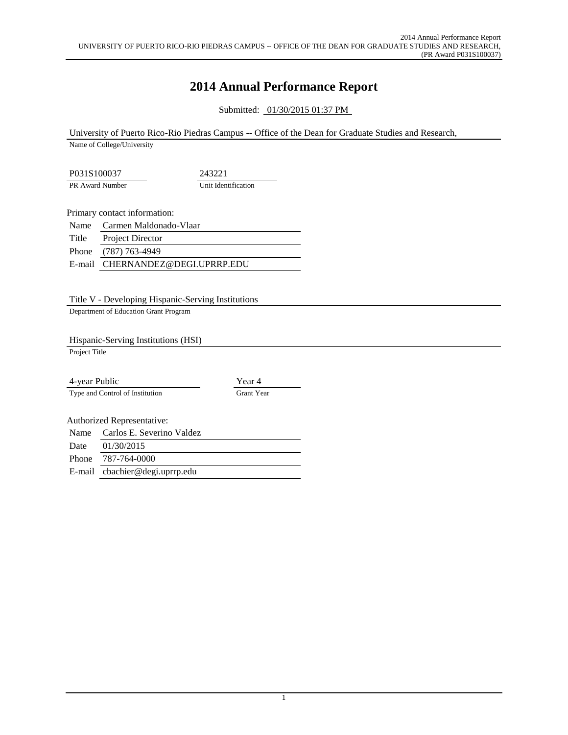# 2014 Annual Performance Report

Submitted: 01/30/2015 01:37 PM

University of Puerto Rico-Rio Piedras Campus -- Office of the Dean for Graduate Studies and Research,
Name of College/University

| P031S100037 | 243221 |
| --- | --- |
| PR Award Number | Unit Identification |

Primary contact information:

| | |
| --- | --- |
| Name | Carmen Maldonado-Vlaar |
| Title | Project Director |
| Phone | (787) 763-4949 |
| E-mail | CHERNANDEZ@DEGI.UPRRP.EDU |

Title V - Developing Hispanic-Serving Institutions
Department of Education Grant Program

Hispanic-Serving Institutions (HSI)
Project Title

| 4-year Public | Year 4 |
| --- | --- |
| Type and Control of Institution | Grant Year |

Authorized Representative:

| | |
| --- | --- |
| Name | Carlos E. Severino Valdez |
| Date | 01/30/2015 |
| Phone | 787-764-0000 |
| E-mail | cbachier@degi.uprrp.edu |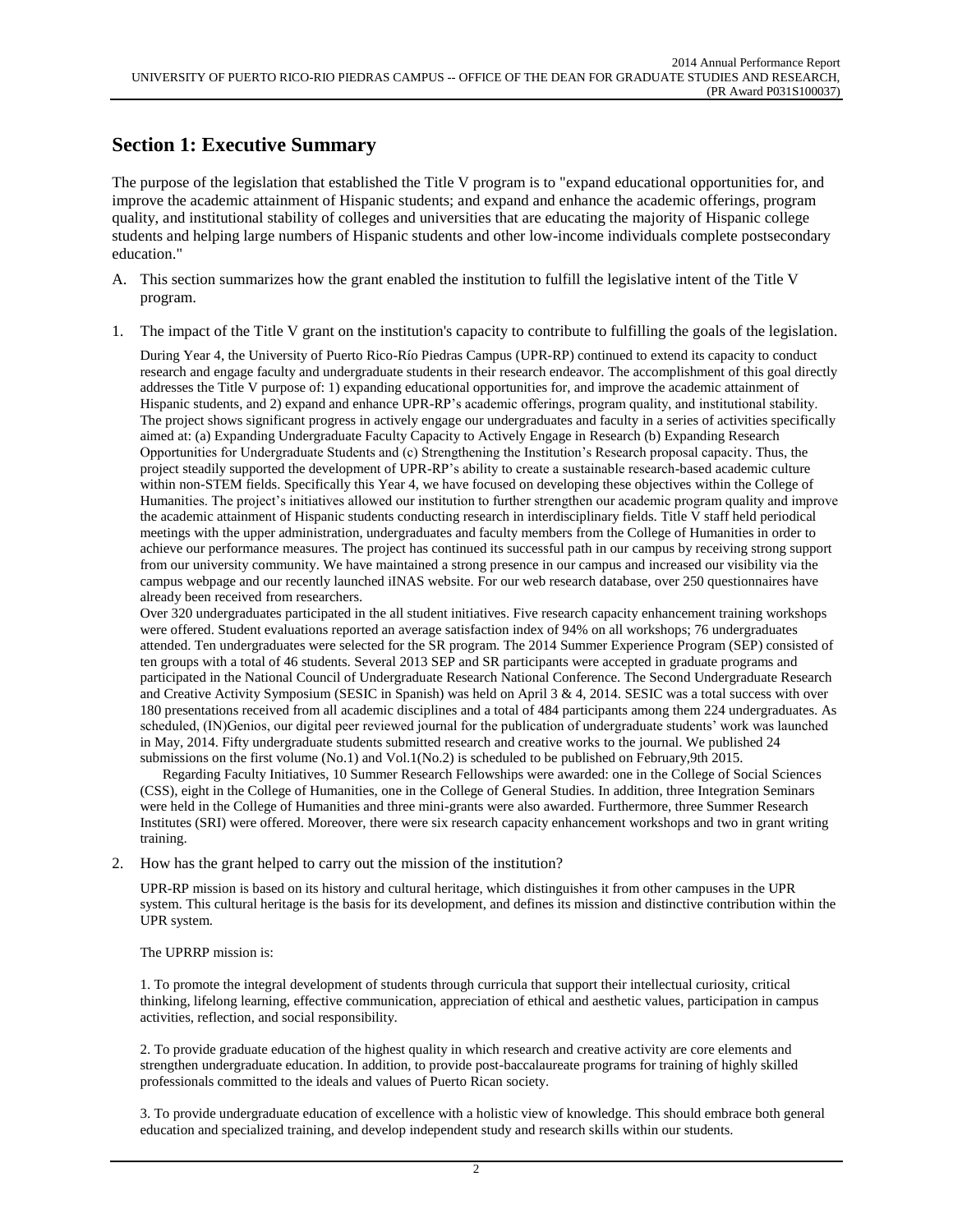## Section 1: Executive Summary

The purpose of the legislation that established the Title V program is to "expand educational opportunities for, and improve the academic attainment of Hispanic students; and expand and enhance the academic offerings, program quality, and institutional stability of colleges and universities that are educating the majority of Hispanic college students and helping large numbers of Hispanic students and other low-income individuals complete postsecondary education."

A. This section summarizes how the grant enabled the institution to fulfill the legislative intent of the Title V program.

1. The impact of the Title V grant on the institution's capacity to contribute to fulfilling the goals of the legislation.

During Year 4, the University of Puerto Rico-Río Piedras Campus (UPR-RP) continued to extend its capacity to conduct research and engage faculty and undergraduate students in their research endeavor. The accomplishment of this goal directly addresses the Title V purpose of: 1) expanding educational opportunities for, and improve the academic attainment of Hispanic students, and 2) expand and enhance UPR-RP's academic offerings, program quality, and institutional stability. The project shows significant progress in actively engage our undergraduates and faculty in a series of activities specifically aimed at: (a) Expanding Undergraduate Faculty Capacity to Actively Engage in Research (b) Expanding Research Opportunities for Undergraduate Students and (c) Strengthening the Institution's Research proposal capacity. Thus, the project steadily supported the development of UPR-RP's ability to create a sustainable research-based academic culture within non-STEM fields. Specifically this Year 4, we have focused on developing these objectives within the College of Humanities. The project's initiatives allowed our institution to further strengthen our academic program quality and improve the academic attainment of Hispanic students conducting research in interdisciplinary fields. Title V staff held periodical meetings with the upper administration, undergraduates and faculty members from the College of Humanities in order to achieve our performance measures. The project has continued its successful path in our campus by receiving strong support from our university community. We have maintained a strong presence in our campus and increased our visibility via the campus webpage and our recently launched iINAS website. For our web research database, over 250 questionnaires have already been received from researchers.

Over 320 undergraduates participated in the all student initiatives. Five research capacity enhancement training workshops were offered. Student evaluations reported an average satisfaction index of 94% on all workshops; 76 undergraduates attended. Ten undergraduates were selected for the SR program. The 2014 Summer Experience Program (SEP) consisted of ten groups with a total of 46 students. Several 2013 SEP and SR participants were accepted in graduate programs and participated in the National Council of Undergraduate Research National Conference. The Second Undergraduate Research and Creative Activity Symposium (SESIC in Spanish) was held on April 3 & 4, 2014. SESIC was a total success with over 180 presentations received from all academic disciplines and a total of 484 participants among them 224 undergraduates. As scheduled, (IN)Genios, our digital peer reviewed journal for the publication of undergraduate students' work was launched in May, 2014. Fifty undergraduate students submitted research and creative works to the journal. We published 24 submissions on the first volume (No.1) and Vol.1(No.2) is scheduled to be published on February,9th 2015.

Regarding Faculty Initiatives, 10 Summer Research Fellowships were awarded: one in the College of Social Sciences (CSS), eight in the College of Humanities, one in the College of General Studies. In addition, three Integration Seminars were held in the College of Humanities and three mini-grants were also awarded. Furthermore, three Summer Research Institutes (SRI) were offered. Moreover, there were six research capacity enhancement workshops and two in grant writing training.

2. How has the grant helped to carry out the mission of the institution?

UPR-RP mission is based on its history and cultural heritage, which distinguishes it from other campuses in the UPR system. This cultural heritage is the basis for its development, and defines its mission and distinctive contribution within the UPR system.

The UPRRP mission is:

1. To promote the integral development of students through curricula that support their intellectual curiosity, critical thinking, lifelong learning, effective communication, appreciation of ethical and aesthetic values, participation in campus activities, reflection, and social responsibility.

2. To provide graduate education of the highest quality in which research and creative activity are core elements and strengthen undergraduate education. In addition, to provide post-baccalaureate programs for training of highly skilled professionals committed to the ideals and values of Puerto Rican society.

3. To provide undergraduate education of excellence with a holistic view of knowledge. This should embrace both general education and specialized training, and develop independent study and research skills within our students.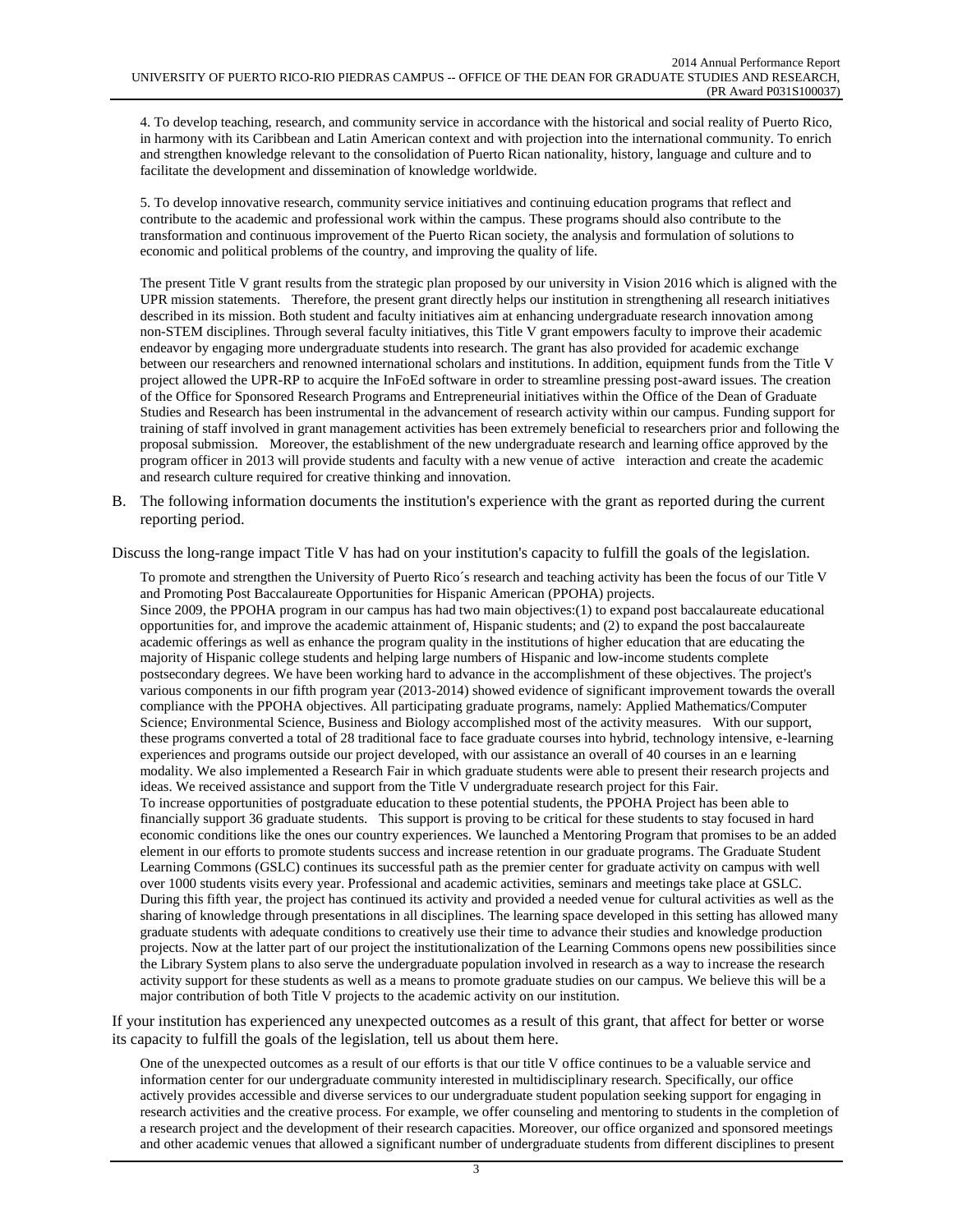4. To develop teaching, research, and community service in accordance with the historical and social reality of Puerto Rico, in harmony with its Caribbean and Latin American context and with projection into the international community. To enrich and strengthen knowledge relevant to the consolidation of Puerto Rican nationality, history, language and culture and to facilitate the development and dissemination of knowledge worldwide.

5. To develop innovative research, community service initiatives and continuing education programs that reflect and contribute to the academic and professional work within the campus. These programs should also contribute to the transformation and continuous improvement of the Puerto Rican society, the analysis and formulation of solutions to economic and political problems of the country, and improving the quality of life.

The present Title V grant results from the strategic plan proposed by our university in Vision 2016 which is aligned with the UPR mission statements. Therefore, the present grant directly helps our institution in strengthening all research initiatives described in its mission. Both student and faculty initiatives aim at enhancing undergraduate research innovation among non-STEM disciplines. Through several faculty initiatives, this Title V grant empowers faculty to improve their academic endeavor by engaging more undergraduate students into research. The grant has also provided for academic exchange between our researchers and renowned international scholars and institutions. In addition, equipment funds from the Title V project allowed the UPR-RP to acquire the InFoEd software in order to streamline pressing post-award issues. The creation of the Office for Sponsored Research Programs and Entrepreneurial initiatives within the Office of the Dean of Graduate Studies and Research has been instrumental in the advancement of research activity within our campus. Funding support for training of staff involved in grant management activities has been extremely beneficial to researchers prior and following the proposal submission. Moreover, the establishment of the new undergraduate research and learning office approved by the program officer in 2013 will provide students and faculty with a new venue of active interaction and create the academic and research culture required for creative thinking and innovation.

B. The following information documents the institution's experience with the grant as reported during the current reporting period.

Discuss the long-range impact Title V has had on your institution's capacity to fulfill the goals of the legislation.

To promote and strengthen the University of Puerto Rico´s research and teaching activity has been the focus of our Title V and Promoting Post Baccalaureate Opportunities for Hispanic American (PPOHA) projects.
Since 2009, the PPOHA program in our campus has had two main objectives:(1) to expand post baccalaureate educational opportunities for, and improve the academic attainment of, Hispanic students; and (2) to expand the post baccalaureate academic offerings as well as enhance the program quality in the institutions of higher education that are educating the majority of Hispanic college students and helping large numbers of Hispanic and low-income students complete postsecondary degrees. We have been working hard to advance in the accomplishment of these objectives. The project's various components in our fifth program year (2013-2014) showed evidence of significant improvement towards the overall compliance with the PPOHA objectives. All participating graduate programs, namely: Applied Mathematics/Computer Science; Environmental Science, Business and Biology accomplished most of the activity measures. With our support, these programs converted a total of 28 traditional face to face graduate courses into hybrid, technology intensive, e-learning experiences and programs outside our project developed, with our assistance an overall of 40 courses in an e learning modality. We also implemented a Research Fair in which graduate students were able to present their research projects and ideas. We received assistance and support from the Title V undergraduate research project for this Fair.
To increase opportunities of postgraduate education to these potential students, the PPOHA Project has been able to financially support 36 graduate students. This support is proving to be critical for these students to stay focused in hard economic conditions like the ones our country experiences. We launched a Mentoring Program that promises to be an added element in our efforts to promote students success and increase retention in our graduate programs. The Graduate Student Learning Commons (GSLC) continues its successful path as the premier center for graduate activity on campus with well over 1000 students visits every year. Professional and academic activities, seminars and meetings take place at GSLC. During this fifth year, the project has continued its activity and provided a needed venue for cultural activities as well as the sharing of knowledge through presentations in all disciplines. The learning space developed in this setting has allowed many graduate students with adequate conditions to creatively use their time to advance their studies and knowledge production projects. Now at the latter part of our project the institutionalization of the Learning Commons opens new possibilities since the Library System plans to also serve the undergraduate population involved in research as a way to increase the research activity support for these students as well as a means to promote graduate studies on our campus. We believe this will be a major contribution of both Title V projects to the academic activity on our institution.

If your institution has experienced any unexpected outcomes as a result of this grant, that affect for better or worse its capacity to fulfill the goals of the legislation, tell us about them here.

One of the unexpected outcomes as a result of our efforts is that our title V office continues to be a valuable service and information center for our undergraduate community interested in multidisciplinary research. Specifically, our office actively provides accessible and diverse services to our undergraduate student population seeking support for engaging in research activities and the creative process. For example, we offer counseling and mentoring to students in the completion of a research project and the development of their research capacities. Moreover, our office organized and sponsored meetings and other academic venues that allowed a significant number of undergraduate students from different disciplines to present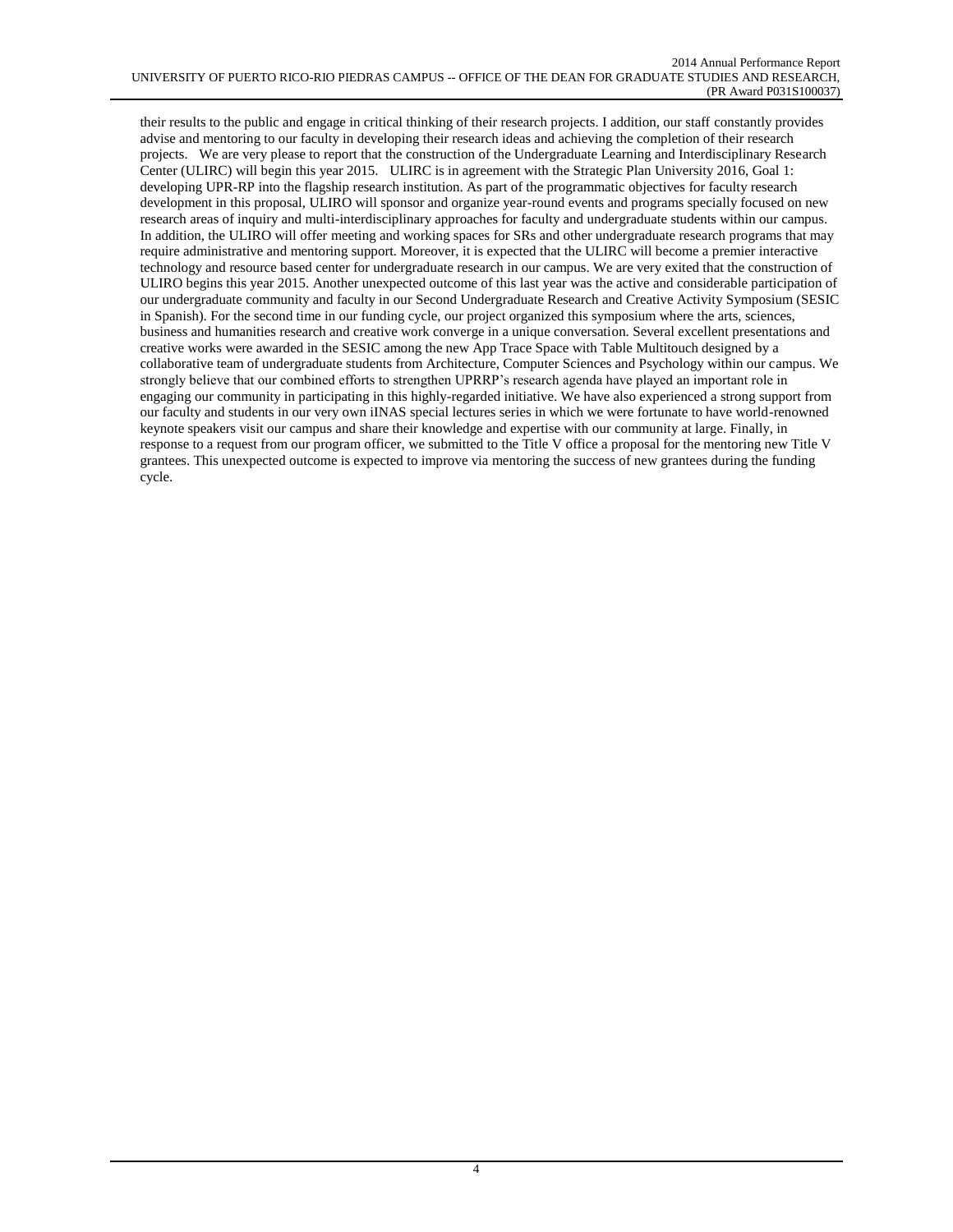their results to the public and engage in critical thinking of their research projects. I addition, our staff constantly provides advise and mentoring to our faculty in developing their research ideas and achieving the completion of their research projects.   We are very please to report that the construction of the Undergraduate Learning and Interdisciplinary Research Center (ULIRC) will begin this year 2015.   ULIRC is in agreement with the Strategic Plan University 2016, Goal 1: developing UPR-RP into the flagship research institution. As part of the programmatic objectives for faculty research development in this proposal, ULIRO will sponsor and organize year-round events and programs specially focused on new research areas of inquiry and multi-interdisciplinary approaches for faculty and undergraduate students within our campus. In addition, the ULIRO will offer meeting and working spaces for SRs and other undergraduate research programs that may require administrative and mentoring support. Moreover, it is expected that the ULIRC will become a premier interactive technology and resource based center for undergraduate research in our campus. We are very exited that the construction of ULIRO begins this year 2015. Another unexpected outcome of this last year was the active and considerable participation of our undergraduate community and faculty in our Second Undergraduate Research and Creative Activity Symposium (SESIC in Spanish). For the second time in our funding cycle, our project organized this symposium where the arts, sciences, business and humanities research and creative work converge in a unique conversation. Several excellent presentations and creative works were awarded in the SESIC among the new App Trace Space with Table Multitouch designed by a collaborative team of undergraduate students from Architecture, Computer Sciences and Psychology within our campus. We strongly believe that our combined efforts to strengthen UPRRP's research agenda have played an important role in engaging our community in participating in this highly-regarded initiative. We have also experienced a strong support from our faculty and students in our very own iINAS special lectures series in which we were fortunate to have world-renowned keynote speakers visit our campus and share their knowledge and expertise with our community at large. Finally, in response to a request from our program officer, we submitted to the Title V office a proposal for the mentoring new Title V grantees. This unexpected outcome is expected to improve via mentoring the success of new grantees during the funding cycle.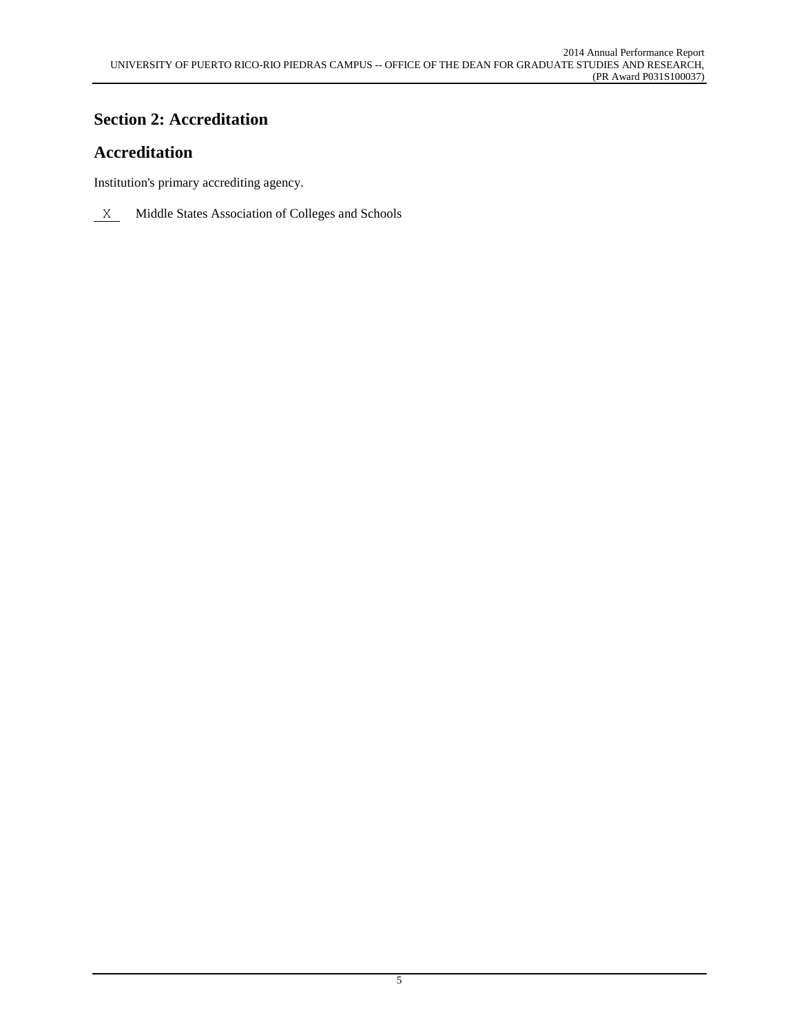## Section 2: Accreditation

## Accreditation

Institution's primary accrediting agency.

X Middle States Association of Colleges and Schools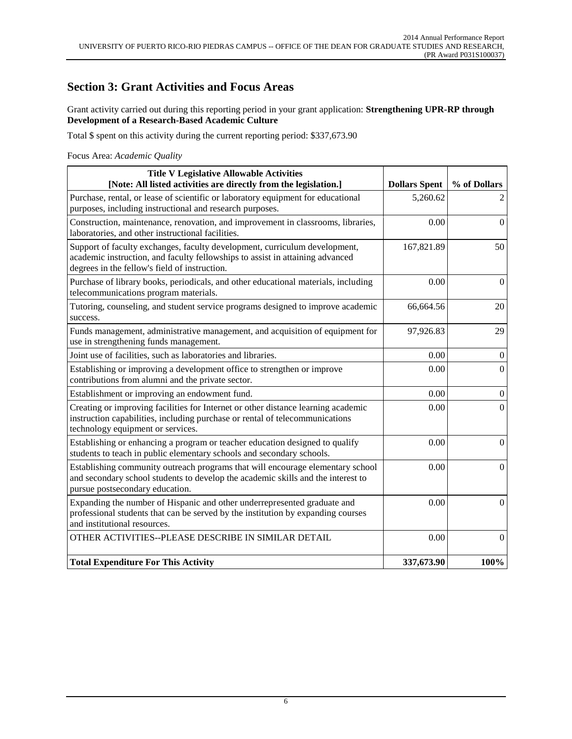## Section 3: Grant Activities and Focus Areas

Grant activity carried out during this reporting period in your grant application: **Strengthening UPR-RP through Development of a Research-Based Academic Culture**

Total $ spent on this activity during the current reporting period: $337,673.90

Focus Area: *Academic Quality*

| **Title V Legislative Allowable Activities [Note: All listed activities are directly from the legislation.]** | **Dollars Spent** | **% of Dollars** |
|---|---|---|
| Purchase, rental, or lease of scientific or laboratory equipment for educational purposes, including instructional and research purposes. | 5,260.62 | 2 |
| Construction, maintenance, renovation, and improvement in classrooms, libraries, laboratories, and other instructional facilities. | 0.00 | 0 |
| Support of faculty exchanges, faculty development, curriculum development, academic instruction, and faculty fellowships to assist in attaining advanced degrees in the fellow's field of instruction. | 167,821.89 | 50 |
| Purchase of library books, periodicals, and other educational materials, including telecommunications program materials. | 0.00 | 0 |
| Tutoring, counseling, and student service programs designed to improve academic success. | 66,664.56 | 20 |
| Funds management, administrative management, and acquisition of equipment for use in strengthening funds management. | 97,926.83 | 29 |
| Joint use of facilities, such as laboratories and libraries. | 0.00 | 0 |
| Establishing or improving a development office to strengthen or improve contributions from alumni and the private sector. | 0.00 | 0 |
| Establishment or improving an endowment fund. | 0.00 | 0 |
| Creating or improving facilities for Internet or other distance learning academic instruction capabilities, including purchase or rental of telecommunications technology equipment or services. | 0.00 | 0 |
| Establishing or enhancing a program or teacher education designed to qualify students to teach in public elementary schools and secondary schools. | 0.00 | 0 |
| Establishing community outreach programs that will encourage elementary school and secondary school students to develop the academic skills and the interest to pursue postsecondary education. | 0.00 | 0 |
| Expanding the number of Hispanic and other underrepresented graduate and professional students that can be served by the institution by expanding courses and institutional resources. | 0.00 | 0 |
| OTHER ACTIVITIES--PLEASE DESCRIBE IN SIMILAR DETAIL | 0.00 | 0 |
| **Total Expenditure For This Activity** | **337,673.90** | **100%** |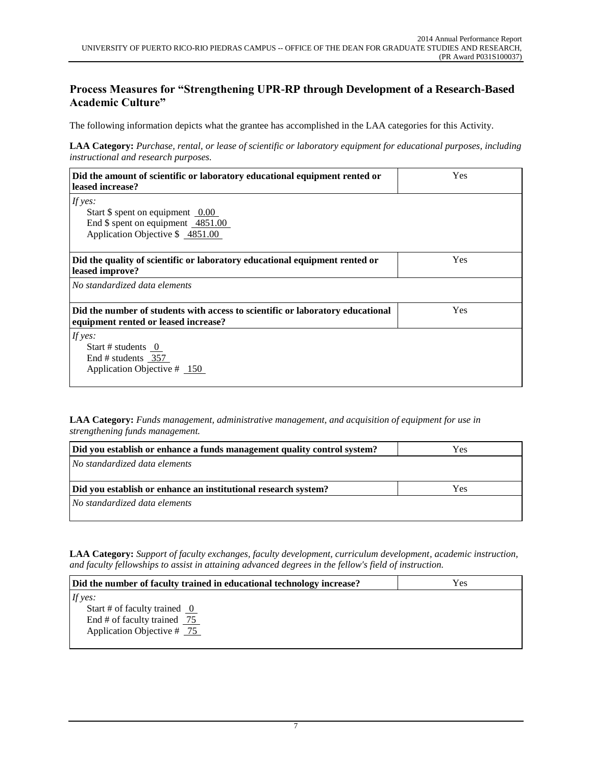## Process Measures for "Strengthening UPR-RP through Development of a Research-Based Academic Culture"

The following information depicts what the grantee has accomplished in the LAA categories for this Activity.

**LAA Category:** *Purchase, rental, or lease of scientific or laboratory equipment for educational purposes, including instructional and research purposes.*

| Did the amount of scientific or laboratory educational equipment rented or leased increase? | Yes |
|---|---|
| *If yes:*<br>Start $ spent on equipment 0.00<br>End $ spent on equipment 4851.00<br>Application Objective $ 4851.00 | |
| **Did the quality of scientific or laboratory educational equipment rented or leased improve?** | Yes |
| *No standardized data elements* | |
| **Did the number of students with access to scientific or laboratory educational equipment rented or leased increase?** | Yes |
| *If yes:*<br>Start # students 0<br>End # students 357<br>Application Objective # 150 | |

**LAA Category:** *Funds management, administrative management, and acquisition of equipment for use in strengthening funds management.*

| Did you establish or enhance a funds management quality control system? | Yes |
|---|---|
| *No standardized data elements* | |
| **Did you establish or enhance an institutional research system?** | Yes |
| *No standardized data elements* | |

**LAA Category:** *Support of faculty exchanges, faculty development, curriculum development, academic instruction, and faculty fellowships to assist in attaining advanced degrees in the fellow's field of instruction.*

| Did the number of faculty trained in educational technology increase? | Yes |
|---|---|
| *If yes:*<br>Start # of faculty trained 0<br>End # of faculty trained 75<br>Application Objective # 75 | |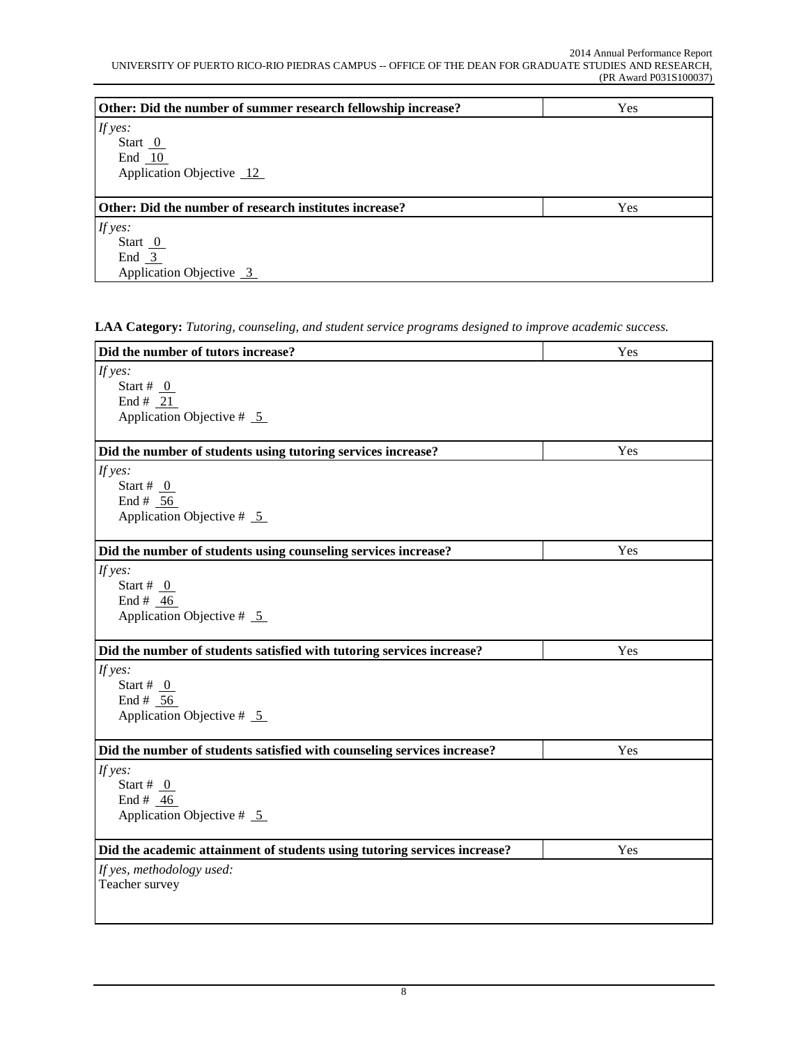| Other: Did the number of summer research fellowship increase? | Yes |
|---|---|
| *If yes:*<br>Start 0<br>End 10<br>Application Objective 12 | |

| Other: Did the number of research institutes increase? | Yes |
|---|---|
| *If yes:*<br>Start 0<br>End 3<br>Application Objective 3 | |

**LAA Category:** *Tutoring, counseling, and student service programs designed to improve academic success.*

| Did the number of tutors increase? | Yes |
|---|---|
| *If yes:*<br>Start # 0<br>End # 21<br>Application Objective # 5 | |

| Did the number of students using tutoring services increase? | Yes |
|---|---|
| *If yes:*<br>Start # 0<br>End # 56<br>Application Objective # 5 | |

| Did the number of students using counseling services increase? | Yes |
|---|---|
| *If yes:*<br>Start # 0<br>End # 46<br>Application Objective # 5 | |

| Did the number of students satisfied with tutoring services increase? | Yes |
|---|---|
| *If yes:*<br>Start # 0<br>End # 56<br>Application Objective # 5 | |

| Did the number of students satisfied with counseling services increase? | Yes |
|---|---|
| *If yes:*<br>Start # 0<br>End # 46<br>Application Objective # 5 | |

| Did the academic attainment of students using tutoring services increase? | Yes |
|---|---|
| *If yes, methodology used:*<br>Teacher survey | |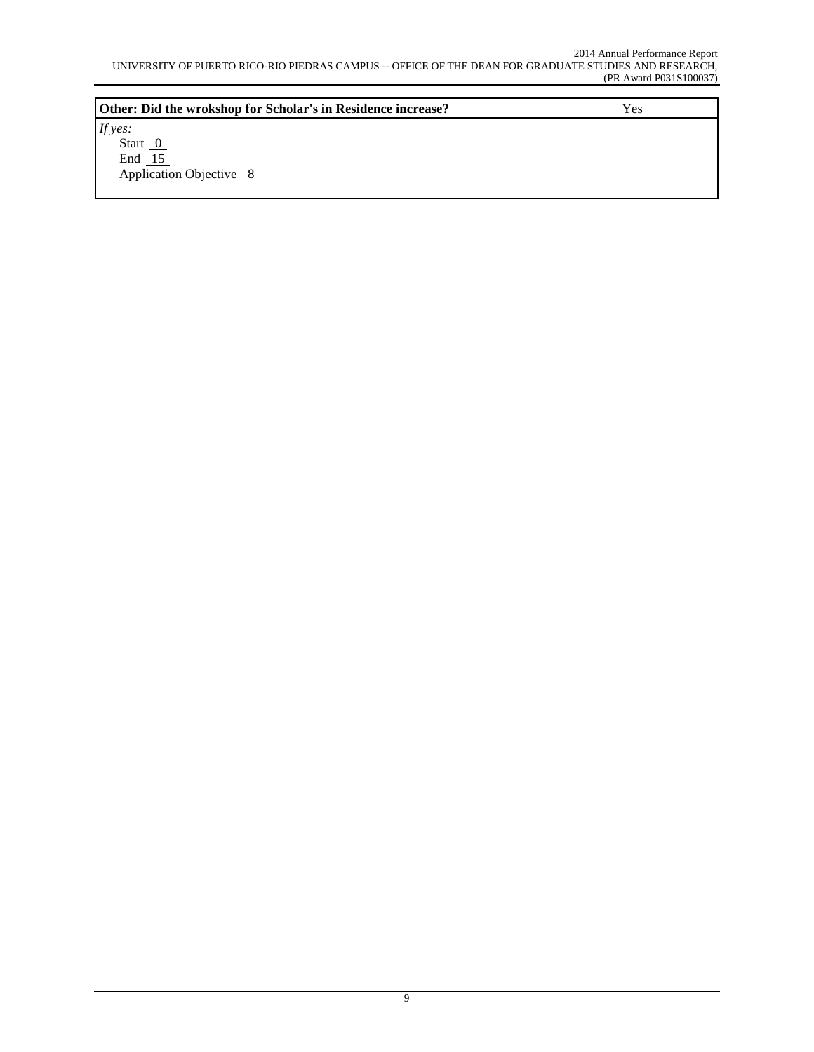| **Other: Did the wrokshop for Scholar's in Residence increase?** | Yes |
|---|---|

*If yes:*
Start 0
End 15
Application Objective 8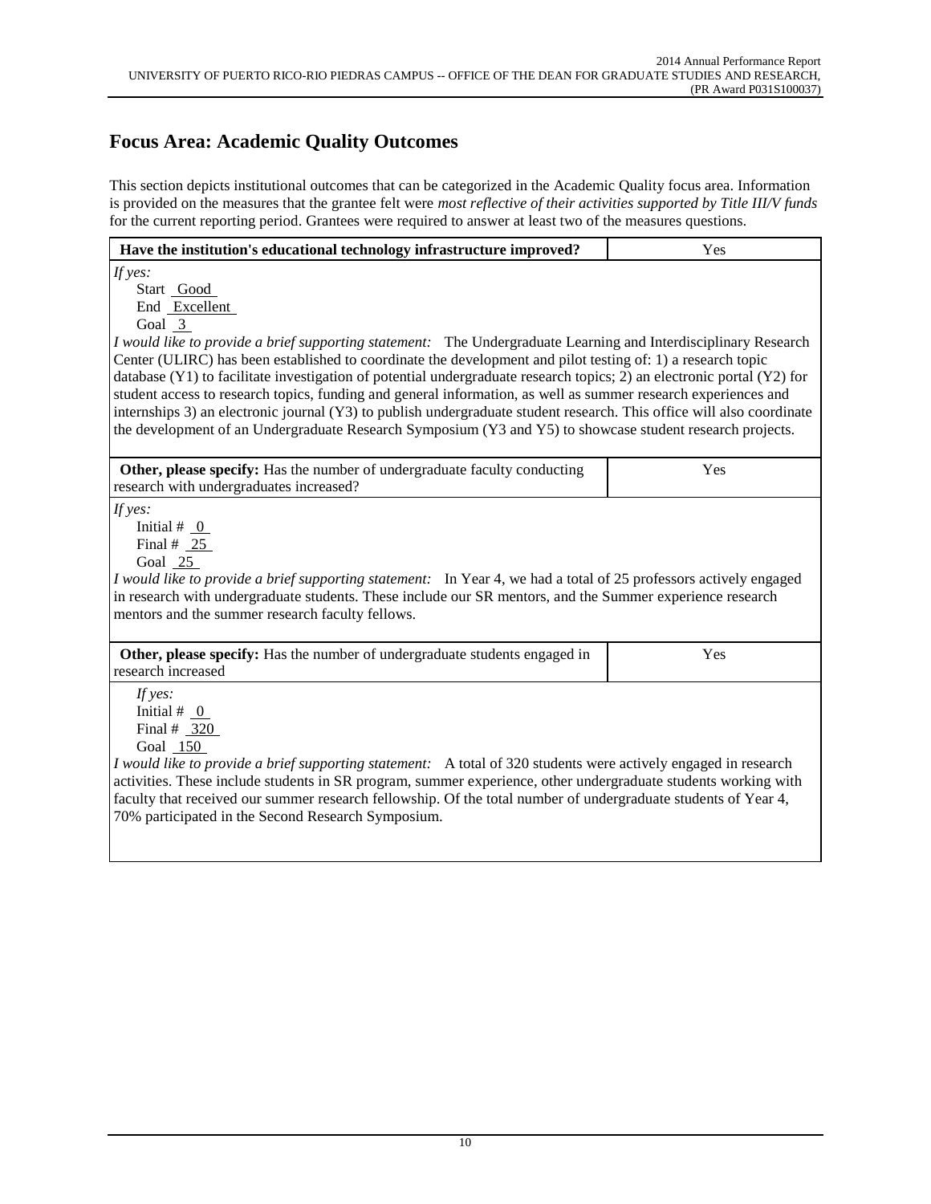## Focus Area: Academic Quality Outcomes

This section depicts institutional outcomes that can be categorized in the Academic Quality focus area. Information is provided on the measures that the grantee felt were *most reflective of their activities supported by Title III/V funds* for the current reporting period. Grantees were required to answer at least two of the measures questions.

| **Have the institution's educational technology infrastructure improved?** | Yes |
|---|---|

*If yes:*

Start Good
End Excellent
Goal 3

*I would like to provide a brief supporting statement:* The Undergraduate Learning and Interdisciplinary Research Center (ULIRC) has been established to coordinate the development and pilot testing of: 1) a research topic database (Y1) to facilitate investigation of potential undergraduate research topics; 2) an electronic portal (Y2) for student access to research topics, funding and general information, as well as summer research experiences and internships 3) an electronic journal (Y3) to publish undergraduate student research. This office will also coordinate the development of an Undergraduate Research Symposium (Y3 and Y5) to showcase student research projects.

| **Other, please specify:** Has the number of undergraduate faculty conducting research with undergraduates increased? | Yes |
|---|---|

*If yes:*

Initial # 0
Final # 25
Goal 25

*I would like to provide a brief supporting statement:* In Year 4, we had a total of 25 professors actively engaged in research with undergraduate students. These include our SR mentors, and the Summer experience research mentors and the summer research faculty fellows.

| **Other, please specify:** Has the number of undergraduate students engaged in research increased | Yes |
|---|---|

*If yes:*

Initial # 0
Final # 320
Goal 150

*I would like to provide a brief supporting statement:* A total of 320 students were actively engaged in research activities. These include students in SR program, summer experience, other undergraduate students working with faculty that received our summer research fellowship. Of the total number of undergraduate students of Year 4, 70% participated in the Second Research Symposium.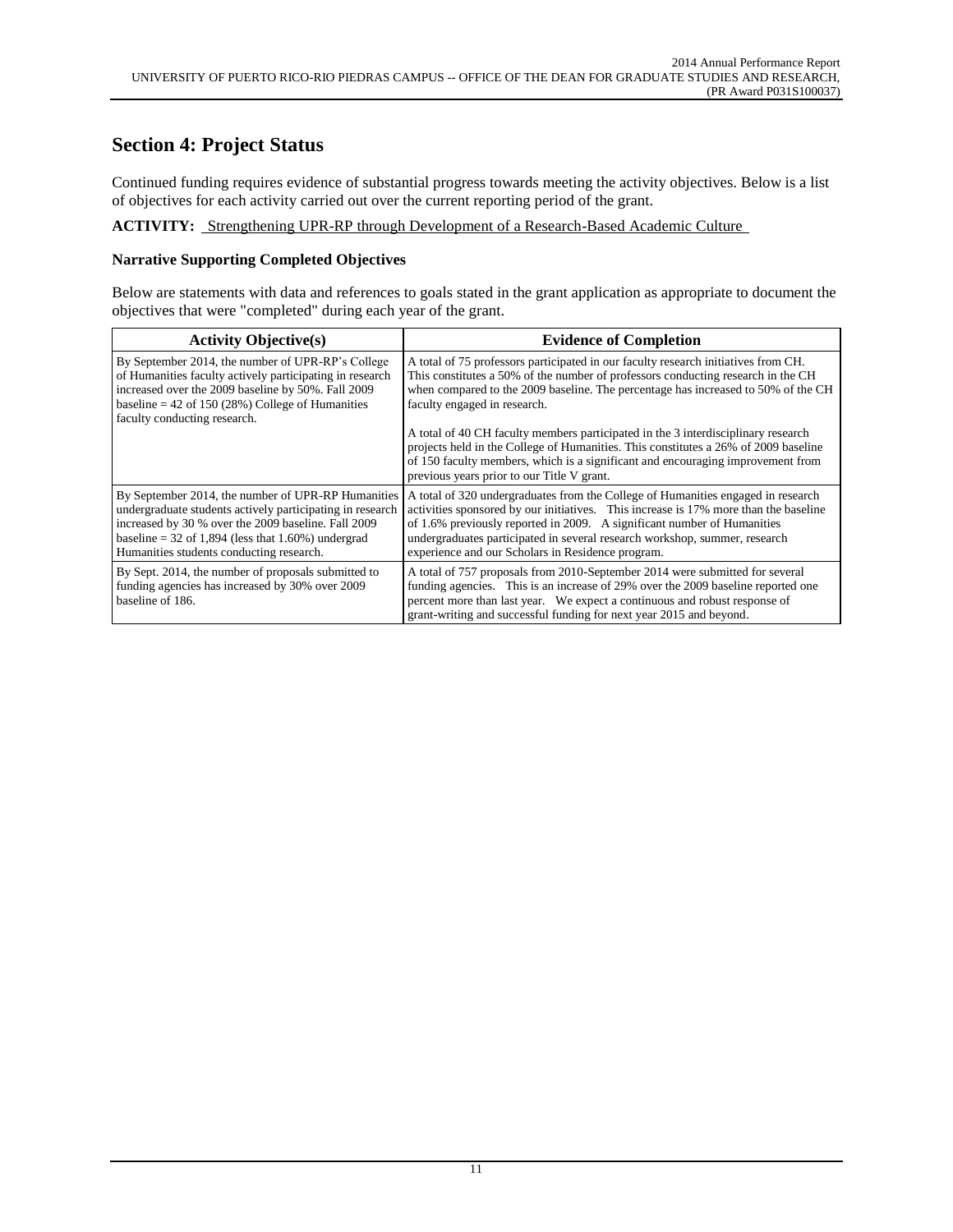## Section 4: Project Status

Continued funding requires evidence of substantial progress towards meeting the activity objectives. Below is a list of objectives for each activity carried out over the current reporting period of the grant.

**ACTIVITY:** Strengthening UPR-RP through Development of a Research-Based Academic Culture

**Narrative Supporting Completed Objectives**

Below are statements with data and references to goals stated in the grant application as appropriate to document the objectives that were "completed" during each year of the grant.

| Activity Objective(s) | Evidence of Completion |
|---|---|
| By September 2014, the number of UPR-RP's College of Humanities faculty actively participating in research increased over the 2009 baseline by 50%. Fall 2009 baseline = 42 of 150 (28%) College of Humanities faculty conducting research. | A total of 75 professors participated in our faculty research initiatives from CH. This constitutes a 50% of the number of professors conducting research in the CH when compared to the 2009 baseline. The percentage has increased to 50% of the CH faculty engaged in research.<br><br>A total of 40 CH faculty members participated in the 3 interdisciplinary research projects held in the College of Humanities. This constitutes a 26% of 2009 baseline of 150 faculty members, which is a significant and encouraging improvement from previous years prior to our Title V grant. |
| By September 2014, the number of UPR-RP Humanities undergraduate students actively participating in research increased by 30 % over the 2009 baseline. Fall 2009 baseline = 32 of 1,894 (less that 1.60%) undergrad Humanities students conducting research. | A total of 320 undergraduates from the College of Humanities engaged in research activities sponsored by our initiatives. This increase is 17% more than the baseline of 1.6% previously reported in 2009. A significant number of Humanities undergraduates participated in several research workshop, summer, research experience and our Scholars in Residence program. |
| By Sept. 2014, the number of proposals submitted to funding agencies has increased by 30% over 2009 baseline of 186. | A total of 757 proposals from 2010-September 2014 were submitted for several funding agencies. This is an increase of 29% over the 2009 baseline reported one percent more than last year. We expect a continuous and robust response of grant-writing and successful funding for next year 2015 and beyond. |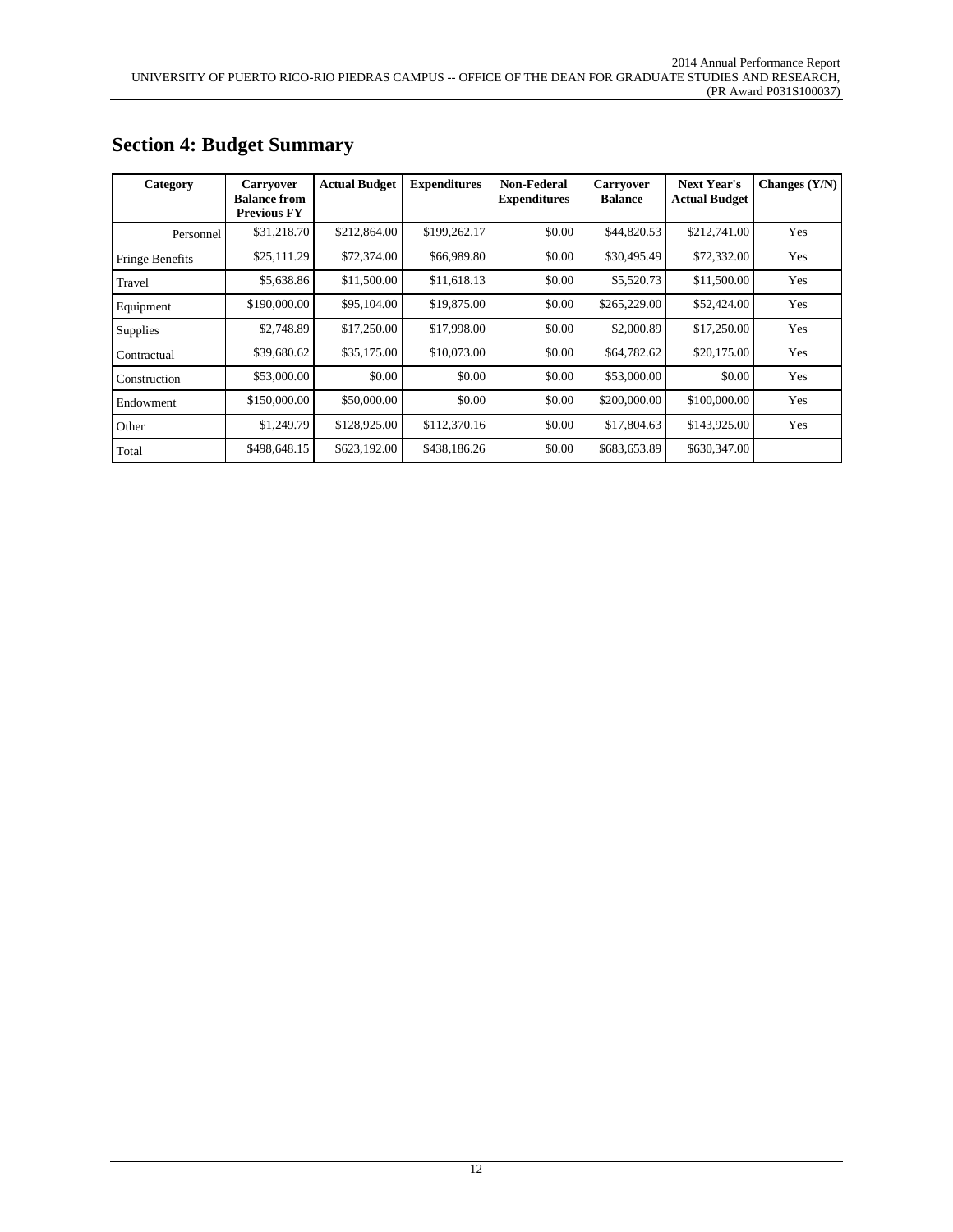## Section 4: Budget Summary

| Category | Carryover Balance from Previous FY | Actual Budget | Expenditures | Non-Federal Expenditures | Carryover Balance | Next Year's Actual Budget | Changes (Y/N) |
|---|---|---|---|---|---|---|---|
| Personnel | $31,218.70 | $212,864.00 | $199,262.17 | $0.00 | $44,820.53 | $212,741.00 | Yes |
| Fringe Benefits | $25,111.29 | $72,374.00 | $66,989.80 | $0.00 | $30,495.49 | $72,332.00 | Yes |
| Travel | $5,638.86 | $11,500.00 | $11,618.13 | $0.00 | $5,520.73 | $11,500.00 | Yes |
| Equipment | $190,000.00 | $95,104.00 | $19,875.00 | $0.00 | $265,229.00 | $52,424.00 | Yes |
| Supplies | $2,748.89 | $17,250.00 | $17,998.00 | $0.00 | $2,000.89 | $17,250.00 | Yes |
| Contractual | $39,680.62 | $35,175.00 | $10,073.00 | $0.00 | $64,782.62 | $20,175.00 | Yes |
| Construction | $53,000.00 | $0.00 | $0.00 | $0.00 | $53,000.00 | $0.00 | Yes |
| Endowment | $150,000.00 | $50,000.00 | $0.00 | $0.00 | $200,000.00 | $100,000.00 | Yes |
| Other | $1,249.79 | $128,925.00 | $112,370.16 | $0.00 | $17,804.63 | $143,925.00 | Yes |
| Total | $498,648.15 | $623,192.00 | $438,186.26 | $0.00 | $683,653.89 | $630,347.00 | |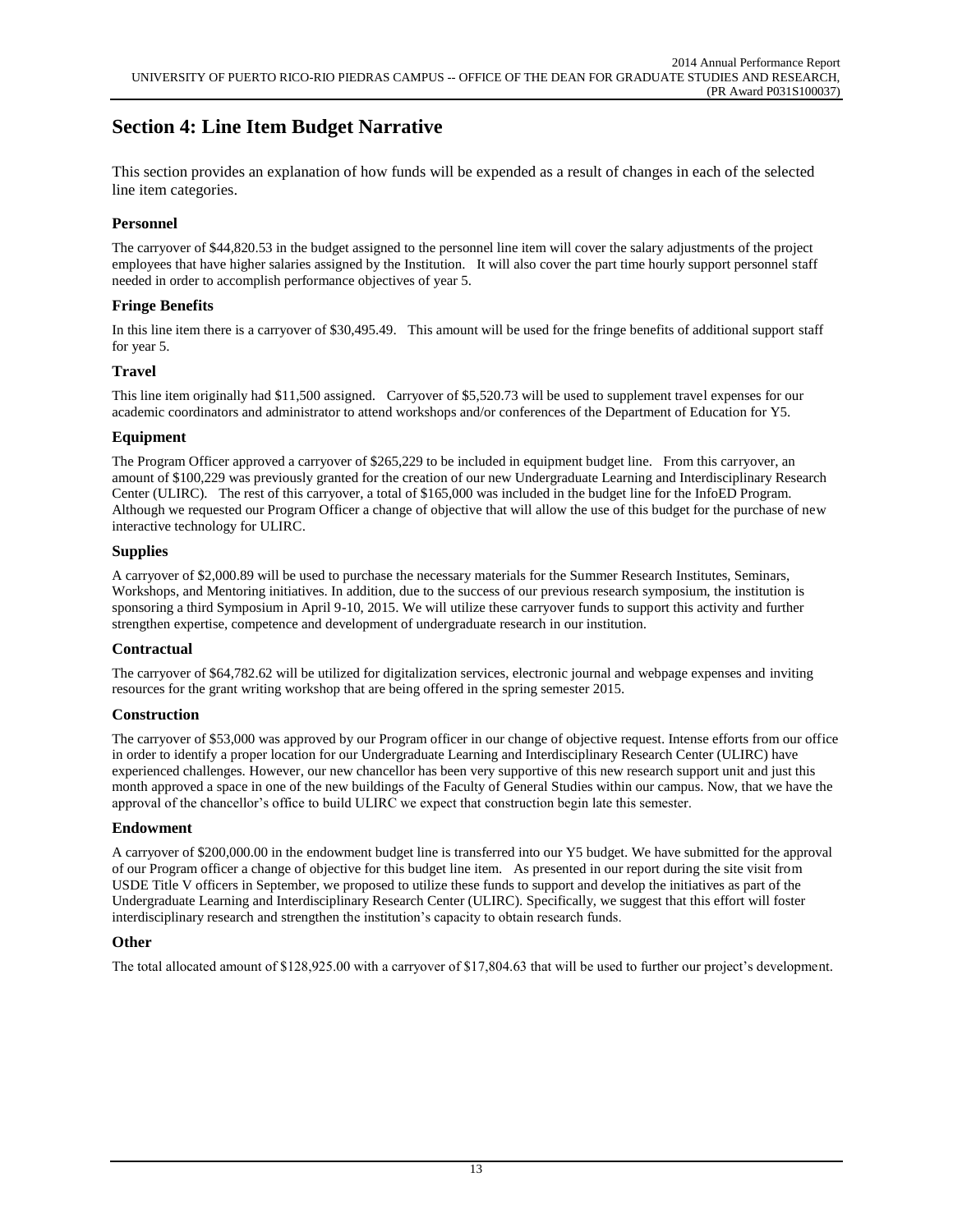# Section 4: Line Item Budget Narrative

This section provides an explanation of how funds will be expended as a result of changes in each of the selected line item categories.

### Personnel

The carryover of $44,820.53 in the budget assigned to the personnel line item will cover the salary adjustments of the project employees that have higher salaries assigned by the Institution. It will also cover the part time hourly support personnel staff needed in order to accomplish performance objectives of year 5.

### Fringe Benefits

In this line item there is a carryover of $30,495.49. This amount will be used for the fringe benefits of additional support staff for year 5.

### Travel

This line item originally had $11,500 assigned. Carryover of $5,520.73 will be used to supplement travel expenses for our academic coordinators and administrator to attend workshops and/or conferences of the Department of Education for Y5.

### Equipment

The Program Officer approved a carryover of $265,229 to be included in equipment budget line. From this carryover, an amount of $100,229 was previously granted for the creation of our new Undergraduate Learning and Interdisciplinary Research Center (ULIRC). The rest of this carryover, a total of $165,000 was included in the budget line for the InfoED Program. Although we requested our Program Officer a change of objective that will allow the use of this budget for the purchase of new interactive technology for ULIRC.

### Supplies

A carryover of $2,000.89 will be used to purchase the necessary materials for the Summer Research Institutes, Seminars, Workshops, and Mentoring initiatives. In addition, due to the success of our previous research symposium, the institution is sponsoring a third Symposium in April 9-10, 2015. We will utilize these carryover funds to support this activity and further strengthen expertise, competence and development of undergraduate research in our institution.

### Contractual

The carryover of $64,782.62 will be utilized for digitalization services, electronic journal and webpage expenses and inviting resources for the grant writing workshop that are being offered in the spring semester 2015.

### Construction

The carryover of $53,000 was approved by our Program officer in our change of objective request. Intense efforts from our office in order to identify a proper location for our Undergraduate Learning and Interdisciplinary Research Center (ULIRC) have experienced challenges. However, our new chancellor has been very supportive of this new research support unit and just this month approved a space in one of the new buildings of the Faculty of General Studies within our campus. Now, that we have the approval of the chancellor's office to build ULIRC we expect that construction begin late this semester.

### Endowment

A carryover of $200,000.00 in the endowment budget line is transferred into our Y5 budget. We have submitted for the approval of our Program officer a change of objective for this budget line item. As presented in our report during the site visit from USDE Title V officers in September, we proposed to utilize these funds to support and develop the initiatives as part of the Undergraduate Learning and Interdisciplinary Research Center (ULIRC). Specifically, we suggest that this effort will foster interdisciplinary research and strengthen the institution's capacity to obtain research funds.

### Other

The total allocated amount of $128,925.00 with a carryover of $17,804.63 that will be used to further our project's development.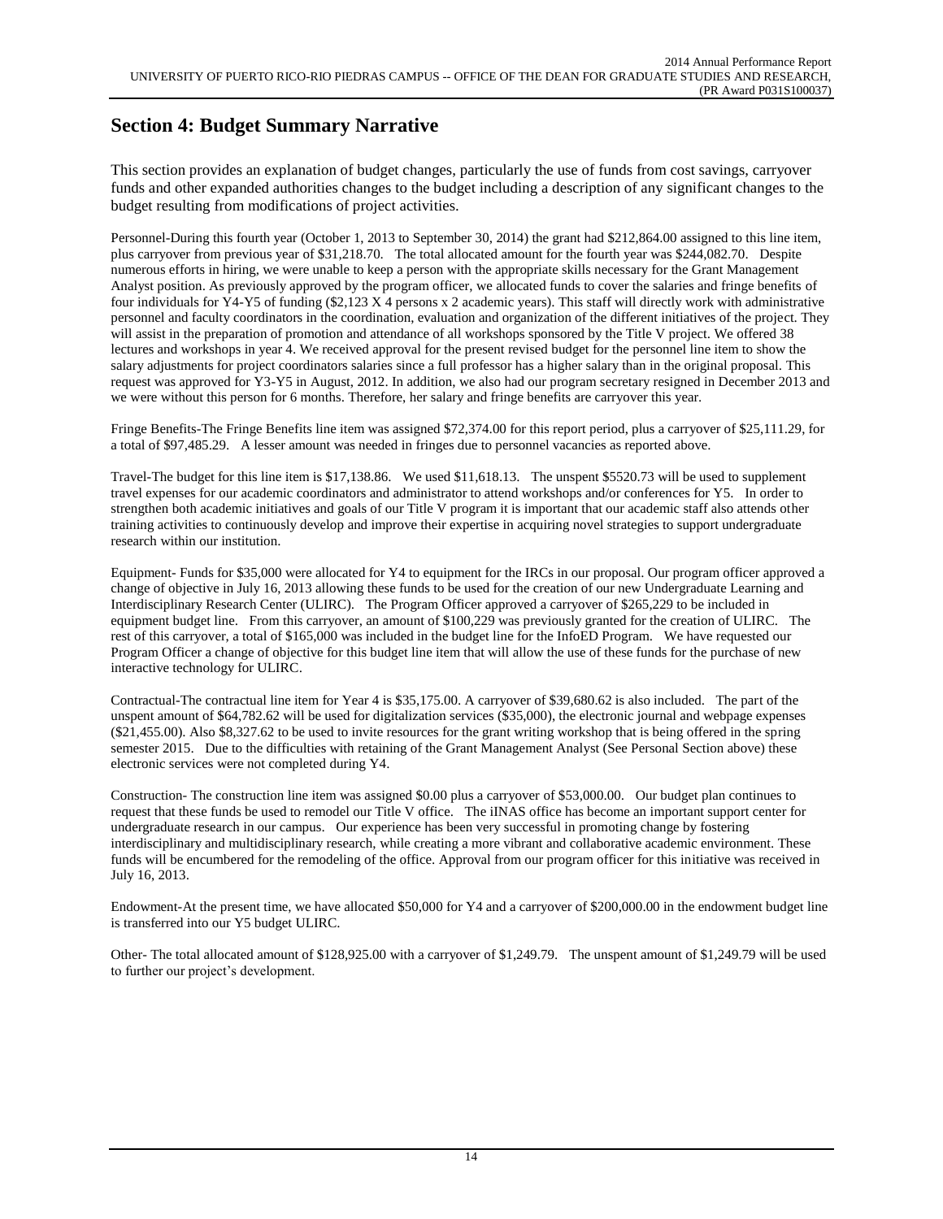# Section 4: Budget Summary Narrative

This section provides an explanation of budget changes, particularly the use of funds from cost savings, carryover funds and other expanded authorities changes to the budget including a description of any significant changes to the budget resulting from modifications of project activities.

Personnel-During this fourth year (October 1, 2013 to September 30, 2014) the grant had $212,864.00 assigned to this line item, plus carryover from previous year of $31,218.70. The total allocated amount for the fourth year was $244,082.70. Despite numerous efforts in hiring, we were unable to keep a person with the appropriate skills necessary for the Grant Management Analyst position. As previously approved by the program officer, we allocated funds to cover the salaries and fringe benefits of four individuals for Y4-Y5 of funding ($2,123 X 4 persons x 2 academic years). This staff will directly work with administrative personnel and faculty coordinators in the coordination, evaluation and organization of the different initiatives of the project. They will assist in the preparation of promotion and attendance of all workshops sponsored by the Title V project. We offered 38 lectures and workshops in year 4. We received approval for the present revised budget for the personnel line item to show the salary adjustments for project coordinators salaries since a full professor has a higher salary than in the original proposal. This request was approved for Y3-Y5 in August, 2012. In addition, we also had our program secretary resigned in December 2013 and we were without this person for 6 months. Therefore, her salary and fringe benefits are carryover this year.

Fringe Benefits-The Fringe Benefits line item was assigned $72,374.00 for this report period, plus a carryover of $25,111.29, for a total of $97,485.29. A lesser amount was needed in fringes due to personnel vacancies as reported above.

Travel-The budget for this line item is $17,138.86. We used $11,618.13. The unspent $5520.73 will be used to supplement travel expenses for our academic coordinators and administrator to attend workshops and/or conferences for Y5. In order to strengthen both academic initiatives and goals of our Title V program it is important that our academic staff also attends other training activities to continuously develop and improve their expertise in acquiring novel strategies to support undergraduate research within our institution.

Equipment- Funds for $35,000 were allocated for Y4 to equipment for the IRCs in our proposal. Our program officer approved a change of objective in July 16, 2013 allowing these funds to be used for the creation of our new Undergraduate Learning and Interdisciplinary Research Center (ULIRC). The Program Officer approved a carryover of $265,229 to be included in equipment budget line. From this carryover, an amount of $100,229 was previously granted for the creation of ULIRC. The rest of this carryover, a total of $165,000 was included in the budget line for the InfoED Program. We have requested our Program Officer a change of objective for this budget line item that will allow the use of these funds for the purchase of new interactive technology for ULIRC.

Contractual-The contractual line item for Year 4 is $35,175.00. A carryover of $39,680.62 is also included. The part of the unspent amount of $64,782.62 will be used for digitalization services ($35,000), the electronic journal and webpage expenses ($21,455.00). Also $8,327.62 to be used to invite resources for the grant writing workshop that is being offered in the spring semester 2015. Due to the difficulties with retaining of the Grant Management Analyst (See Personal Section above) these electronic services were not completed during Y4.

Construction- The construction line item was assigned $0.00 plus a carryover of $53,000.00. Our budget plan continues to request that these funds be used to remodel our Title V office. The iINAS office has become an important support center for undergraduate research in our campus. Our experience has been very successful in promoting change by fostering interdisciplinary and multidisciplinary research, while creating a more vibrant and collaborative academic environment. These funds will be encumbered for the remodeling of the office. Approval from our program officer for this initiative was received in July 16, 2013.

Endowment-At the present time, we have allocated $50,000 for Y4 and a carryover of $200,000.00 in the endowment budget line is transferred into our Y5 budget ULIRC.

Other- The total allocated amount of $128,925.00 with a carryover of $1,249.79. The unspent amount of $1,249.79 will be used to further our project's development.